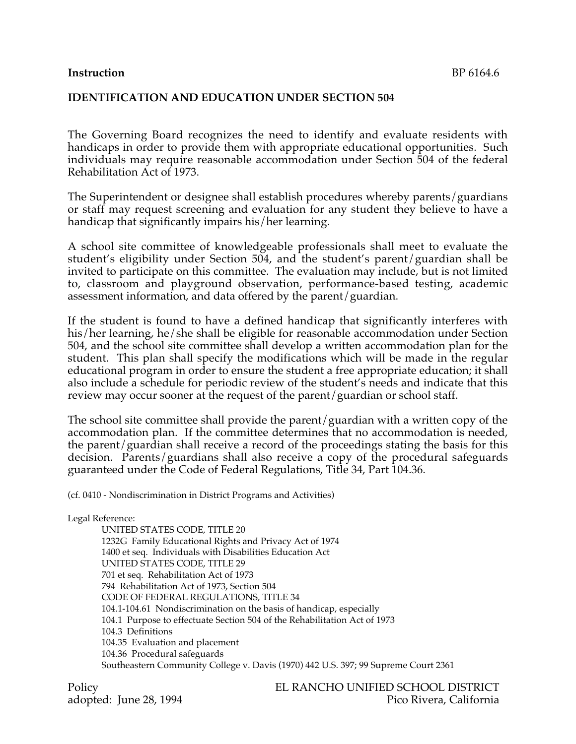**Instruction** BP 6164.6

## IDENTIFICATION AND EDUCATION UNDER SECTION 504

The Governing Board recognizes the need to identify and evaluate residents with handicaps in order to provide them with appropriate educational opportunities. Such individuals may require reasonable accommodation under Section 504 of the federal Rehabilitation Act of 1973.

The Superintendent or designee shall establish procedures whereby parents/guardians or staff may request screening and evaluation for any student they believe to have a handicap that significantly impairs his/her learning.

A school site committee of knowledgeable professionals shall meet to evaluate the student's eligibility under Section 504, and the student's parent/guardian shall be invited to participate on this committee. The evaluation may include, but is not limited to, classroom and playground observation, performance-based testing, academic assessment information, and data offered by the parent/guardian.

If the student is found to have a defined handicap that significantly interferes with his/her learning, he/she shall be eligible for reasonable accommodation under Section 504, and the school site committee shall develop a written accommodation plan for the student. This plan shall specify the modifications which will be made in the regular educational program in order to ensure the student a free appropriate education; it shall also include a schedule for periodic review of the student's needs and indicate that this review may occur sooner at the request of the parent/guardian or school staff.

The school site committee shall provide the parent/guardian with a written copy of the accommodation plan. If the committee determines that no accommodation is needed, the parent/guardian shall receive a record of the proceedings stating the basis for this decision. Parents/guardians shall also receive a copy of the procedural safeguards guaranteed under the Code of Federal Regulations, Title 34, Part 104.36.

(cf. 0410 - Nondiscrimination in District Programs and Activities)

Legal Reference:

UNITED STATES CODE, TITLE 20
1232G Family Educational Rights and Privacy Act of 1974
1400 et seq. Individuals with Disabilities Education Act
UNITED STATES CODE, TITLE 29
701 et seq. Rehabilitation Act of 1973
794 Rehabilitation Act of 1973, Section 504
CODE OF FEDERAL REGULATIONS, TITLE 34
104.1-104.61 Nondiscrimination on the basis of handicap, especially
104.1 Purpose to effectuate Section 504 of the Rehabilitation Act of 1973
104.3 Definitions
104.35 Evaluation and placement
104.36 Procedural safeguards
Southeastern Community College v. Davis (1970) 442 U.S. 397; 99 Supreme Court 2361

Policy
adopted: June 28, 1994

EL RANCHO UNIFIED SCHOOL DISTRICT
Pico Rivera, California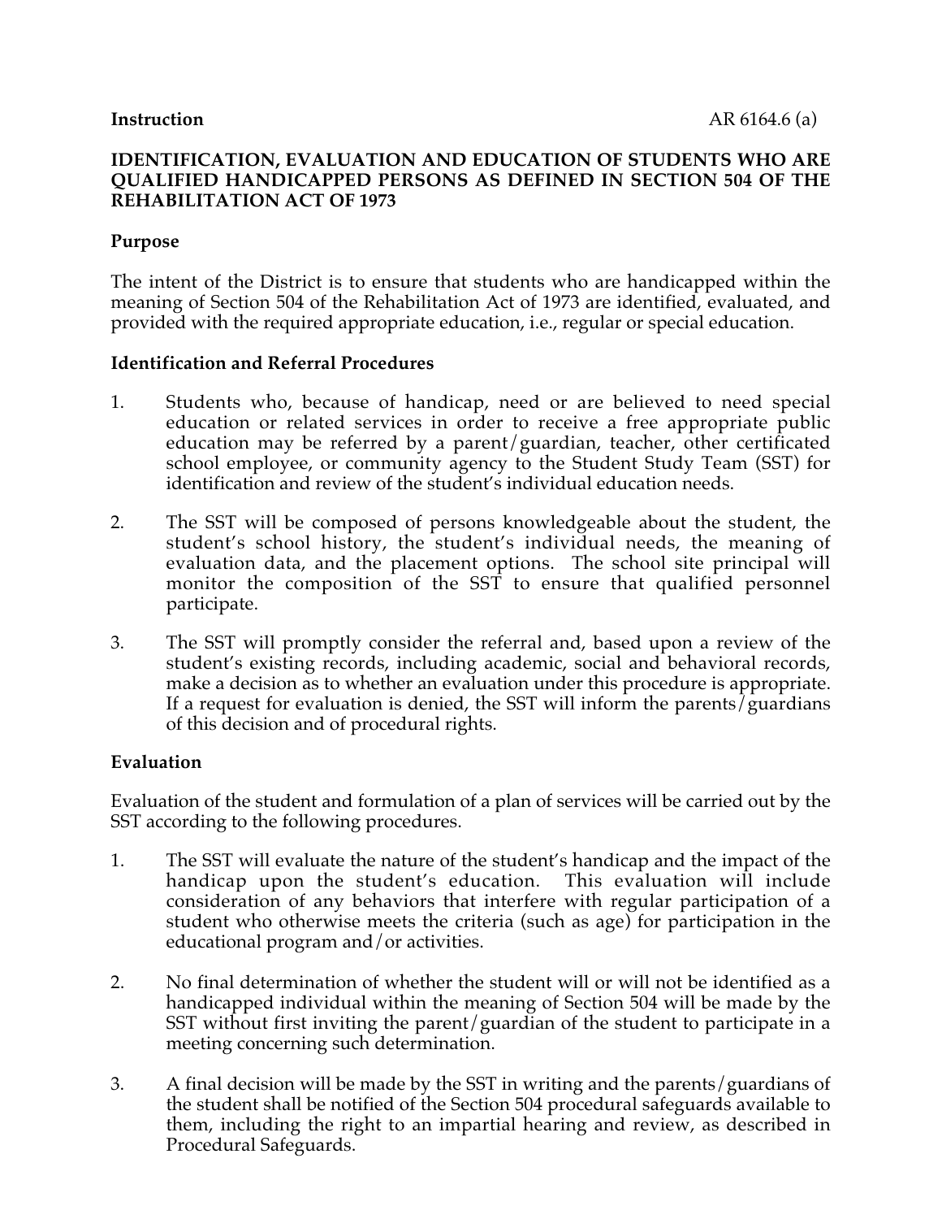**Instruction** AR 6164.6 (a)

**IDENTIFICATION, EVALUATION AND EDUCATION OF STUDENTS WHO ARE QUALIFIED HANDICAPPED PERSONS AS DEFINED IN SECTION 504 OF THE REHABILITATION ACT OF 1973**

**Purpose**

The intent of the District is to ensure that students who are handicapped within the meaning of Section 504 of the Rehabilitation Act of 1973 are identified, evaluated, and provided with the required appropriate education, i.e., regular or special education.

**Identification and Referral Procedures**

1. Students who, because of handicap, need or are believed to need special education or related services in order to receive a free appropriate public education may be referred by a parent/guardian, teacher, other certificated school employee, or community agency to the Student Study Team (SST) for identification and review of the student's individual education needs.

2. The SST will be composed of persons knowledgeable about the student, the student's school history, the student's individual needs, the meaning of evaluation data, and the placement options. The school site principal will monitor the composition of the SST to ensure that qualified personnel participate.

3. The SST will promptly consider the referral and, based upon a review of the student's existing records, including academic, social and behavioral records, make a decision as to whether an evaluation under this procedure is appropriate. If a request for evaluation is denied, the SST will inform the parents/guardians of this decision and of procedural rights.

**Evaluation**

Evaluation of the student and formulation of a plan of services will be carried out by the SST according to the following procedures.

1. The SST will evaluate the nature of the student's handicap and the impact of the handicap upon the student's education. This evaluation will include consideration of any behaviors that interfere with regular participation of a student who otherwise meets the criteria (such as age) for participation in the educational program and/or activities.

2. No final determination of whether the student will or will not be identified as a handicapped individual within the meaning of Section 504 will be made by the SST without first inviting the parent/guardian of the student to participate in a meeting concerning such determination.

3. A final decision will be made by the SST in writing and the parents/guardians of the student shall be notified of the Section 504 procedural safeguards available to them, including the right to an impartial hearing and review, as described in Procedural Safeguards.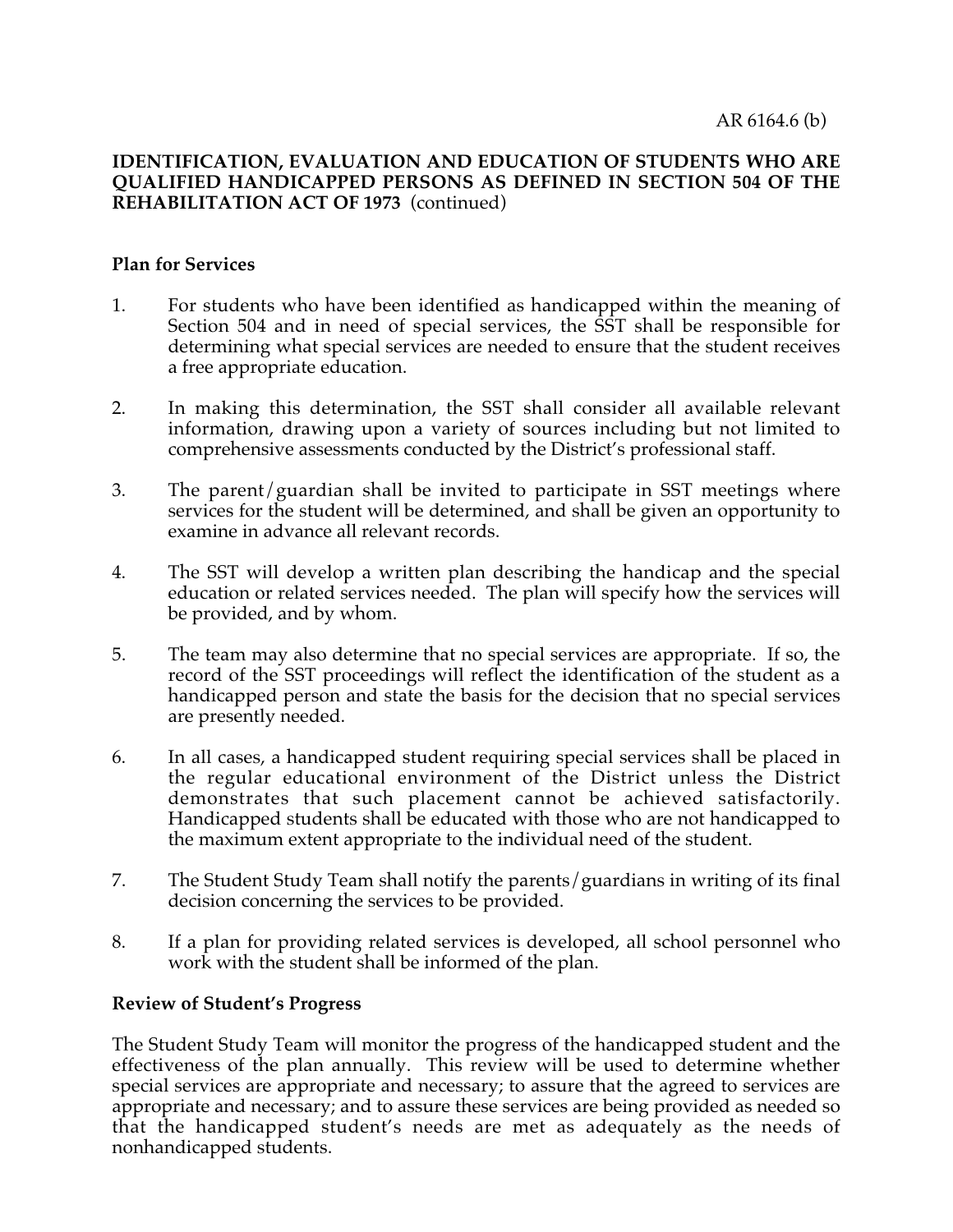**IDENTIFICATION, EVALUATION AND EDUCATION OF STUDENTS WHO ARE QUALIFIED HANDICAPPED PERSONS AS DEFINED IN SECTION 504 OF THE REHABILITATION ACT OF 1973** (continued)

**Plan for Services**

1. For students who have been identified as handicapped within the meaning of Section 504 and in need of special services, the SST shall be responsible for determining what special services are needed to ensure that the student receives a free appropriate education.

2. In making this determination, the SST shall consider all available relevant information, drawing upon a variety of sources including but not limited to comprehensive assessments conducted by the District's professional staff.

3. The parent/guardian shall be invited to participate in SST meetings where services for the student will be determined, and shall be given an opportunity to examine in advance all relevant records.

4. The SST will develop a written plan describing the handicap and the special education or related services needed. The plan will specify how the services will be provided, and by whom.

5. The team may also determine that no special services are appropriate. If so, the record of the SST proceedings will reflect the identification of the student as a handicapped person and state the basis for the decision that no special services are presently needed.

6. In all cases, a handicapped student requiring special services shall be placed in the regular educational environment of the District unless the District demonstrates that such placement cannot be achieved satisfactorily. Handicapped students shall be educated with those who are not handicapped to the maximum extent appropriate to the individual need of the student.

7. The Student Study Team shall notify the parents/guardians in writing of its final decision concerning the services to be provided.

8. If a plan for providing related services is developed, all school personnel who work with the student shall be informed of the plan.

**Review of Student's Progress**

The Student Study Team will monitor the progress of the handicapped student and the effectiveness of the plan annually. This review will be used to determine whether special services are appropriate and necessary; to assure that the agreed to services are appropriate and necessary; and to assure these services are being provided as needed so that the handicapped student's needs are met as adequately as the needs of nonhandicapped students.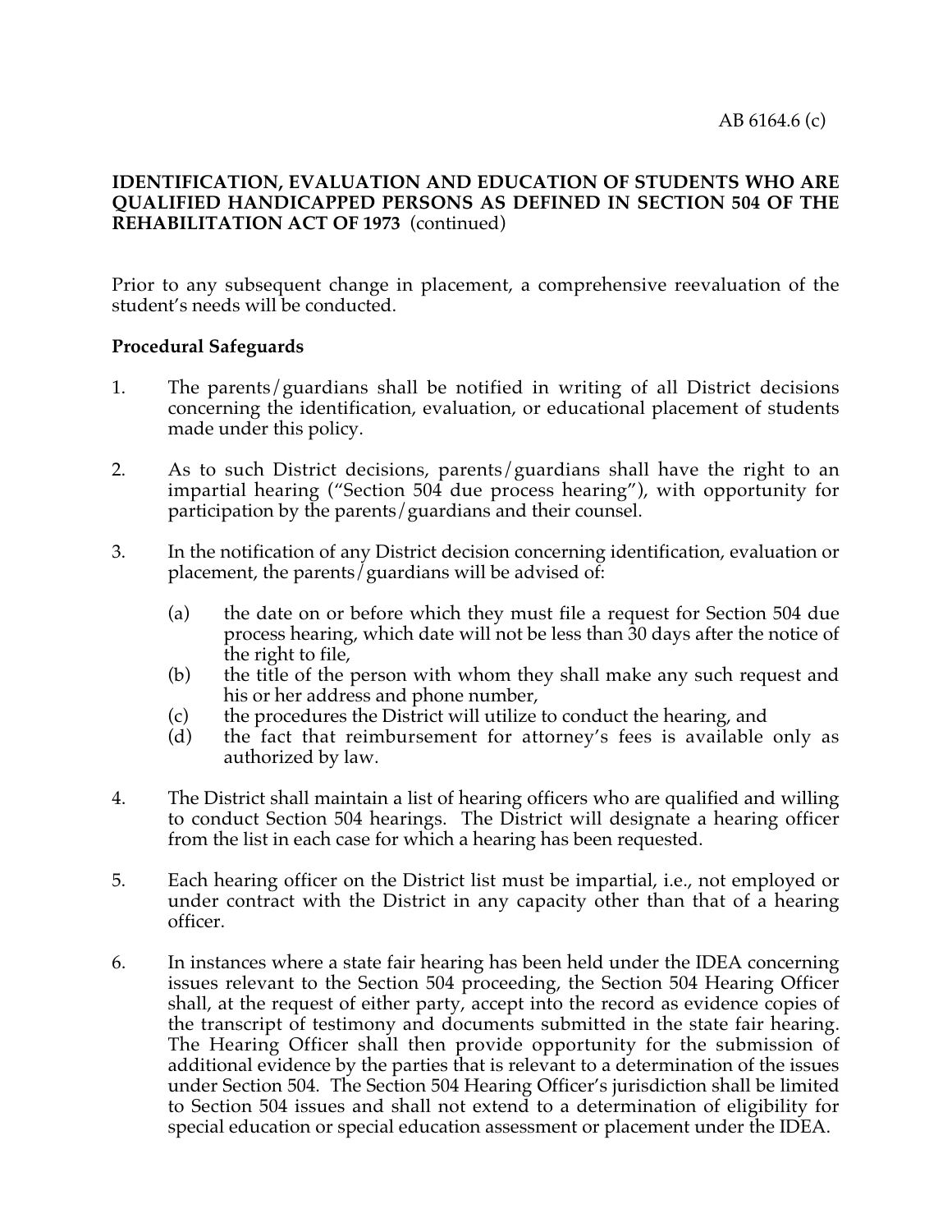**IDENTIFICATION, EVALUATION AND EDUCATION OF STUDENTS WHO ARE QUALIFIED HANDICAPPED PERSONS AS DEFINED IN SECTION 504 OF THE REHABILITATION ACT OF 1973** (continued)

Prior to any subsequent change in placement, a comprehensive reevaluation of the student's needs will be conducted.

**Procedural Safeguards**

1. The parents/guardians shall be notified in writing of all District decisions concerning the identification, evaluation, or educational placement of students made under this policy.

2. As to such District decisions, parents/guardians shall have the right to an impartial hearing ("Section 504 due process hearing"), with opportunity for participation by the parents/guardians and their counsel.

3. In the notification of any District decision concerning identification, evaluation or placement, the parents/guardians will be advised of:

    (a) the date on or before which they must file a request for Section 504 due process hearing, which date will not be less than 30 days after the notice of the right to file,
    (b) the title of the person with whom they shall make any such request and his or her address and phone number,
    (c) the procedures the District will utilize to conduct the hearing, and
    (d) the fact that reimbursement for attorney's fees is available only as authorized by law.

4. The District shall maintain a list of hearing officers who are qualified and willing to conduct Section 504 hearings. The District will designate a hearing officer from the list in each case for which a hearing has been requested.

5. Each hearing officer on the District list must be impartial, i.e., not employed or under contract with the District in any capacity other than that of a hearing officer.

6. In instances where a state fair hearing has been held under the IDEA concerning issues relevant to the Section 504 proceeding, the Section 504 Hearing Officer shall, at the request of either party, accept into the record as evidence copies of the transcript of testimony and documents submitted in the state fair hearing. The Hearing Officer shall then provide opportunity for the submission of additional evidence by the parties that is relevant to a determination of the issues under Section 504. The Section 504 Hearing Officer's jurisdiction shall be limited to Section 504 issues and shall not extend to a determination of eligibility for special education or special education assessment or placement under the IDEA.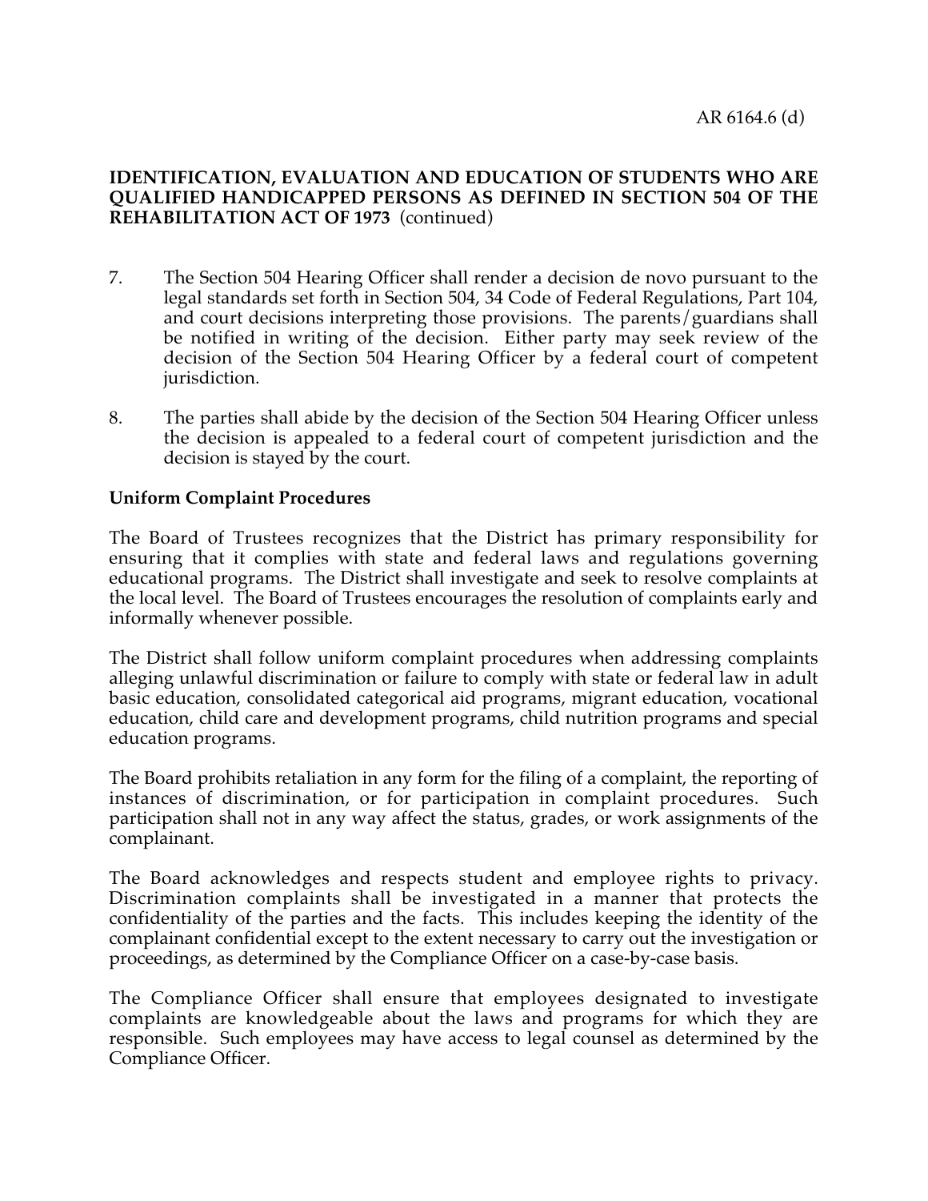**IDENTIFICATION, EVALUATION AND EDUCATION OF STUDENTS WHO ARE QUALIFIED HANDICAPPED PERSONS AS DEFINED IN SECTION 504 OF THE REHABILITATION ACT OF 1973** (continued)

7. The Section 504 Hearing Officer shall render a decision de novo pursuant to the legal standards set forth in Section 504, 34 Code of Federal Regulations, Part 104, and court decisions interpreting those provisions. The parents/guardians shall be notified in writing of the decision. Either party may seek review of the decision of the Section 504 Hearing Officer by a federal court of competent jurisdiction.

8. The parties shall abide by the decision of the Section 504 Hearing Officer unless the decision is appealed to a federal court of competent jurisdiction and the decision is stayed by the court.

**Uniform Complaint Procedures**

The Board of Trustees recognizes that the District has primary responsibility for ensuring that it complies with state and federal laws and regulations governing educational programs. The District shall investigate and seek to resolve complaints at the local level. The Board of Trustees encourages the resolution of complaints early and informally whenever possible.

The District shall follow uniform complaint procedures when addressing complaints alleging unlawful discrimination or failure to comply with state or federal law in adult basic education, consolidated categorical aid programs, migrant education, vocational education, child care and development programs, child nutrition programs and special education programs.

The Board prohibits retaliation in any form for the filing of a complaint, the reporting of instances of discrimination, or for participation in complaint procedures. Such participation shall not in any way affect the status, grades, or work assignments of the complainant.

The Board acknowledges and respects student and employee rights to privacy. Discrimination complaints shall be investigated in a manner that protects the confidentiality of the parties and the facts. This includes keeping the identity of the complainant confidential except to the extent necessary to carry out the investigation or proceedings, as determined by the Compliance Officer on a case-by-case basis.

The Compliance Officer shall ensure that employees designated to investigate complaints are knowledgeable about the laws and programs for which they are responsible. Such employees may have access to legal counsel as determined by the Compliance Officer.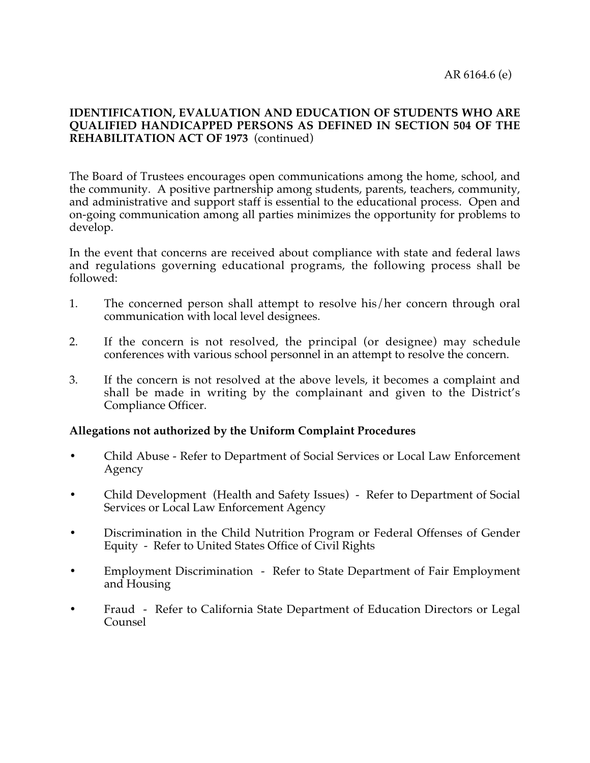**IDENTIFICATION, EVALUATION AND EDUCATION OF STUDENTS WHO ARE QUALIFIED HANDICAPPED PERSONS AS DEFINED IN SECTION 504 OF THE REHABILITATION ACT OF 1973** (continued)

The Board of Trustees encourages open communications among the home, school, and the community. A positive partnership among students, parents, teachers, community, and administrative and support staff is essential to the educational process. Open and on-going communication among all parties minimizes the opportunity for problems to develop.

In the event that concerns are received about compliance with state and federal laws and regulations governing educational programs, the following process shall be followed:

1. The concerned person shall attempt to resolve his/her concern through oral communication with local level designees.

2. If the concern is not resolved, the principal (or designee) may schedule conferences with various school personnel in an attempt to resolve the concern.

3. If the concern is not resolved at the above levels, it becomes a complaint and shall be made in writing by the complainant and given to the District's Compliance Officer.

**Allegations not authorized by the Uniform Complaint Procedures**

- Child Abuse - Refer to Department of Social Services or Local Law Enforcement Agency

- Child Development (Health and Safety Issues) - Refer to Department of Social Services or Local Law Enforcement Agency

- Discrimination in the Child Nutrition Program or Federal Offenses of Gender Equity - Refer to United States Office of Civil Rights

- Employment Discrimination - Refer to State Department of Fair Employment and Housing

- Fraud - Refer to California State Department of Education Directors or Legal Counsel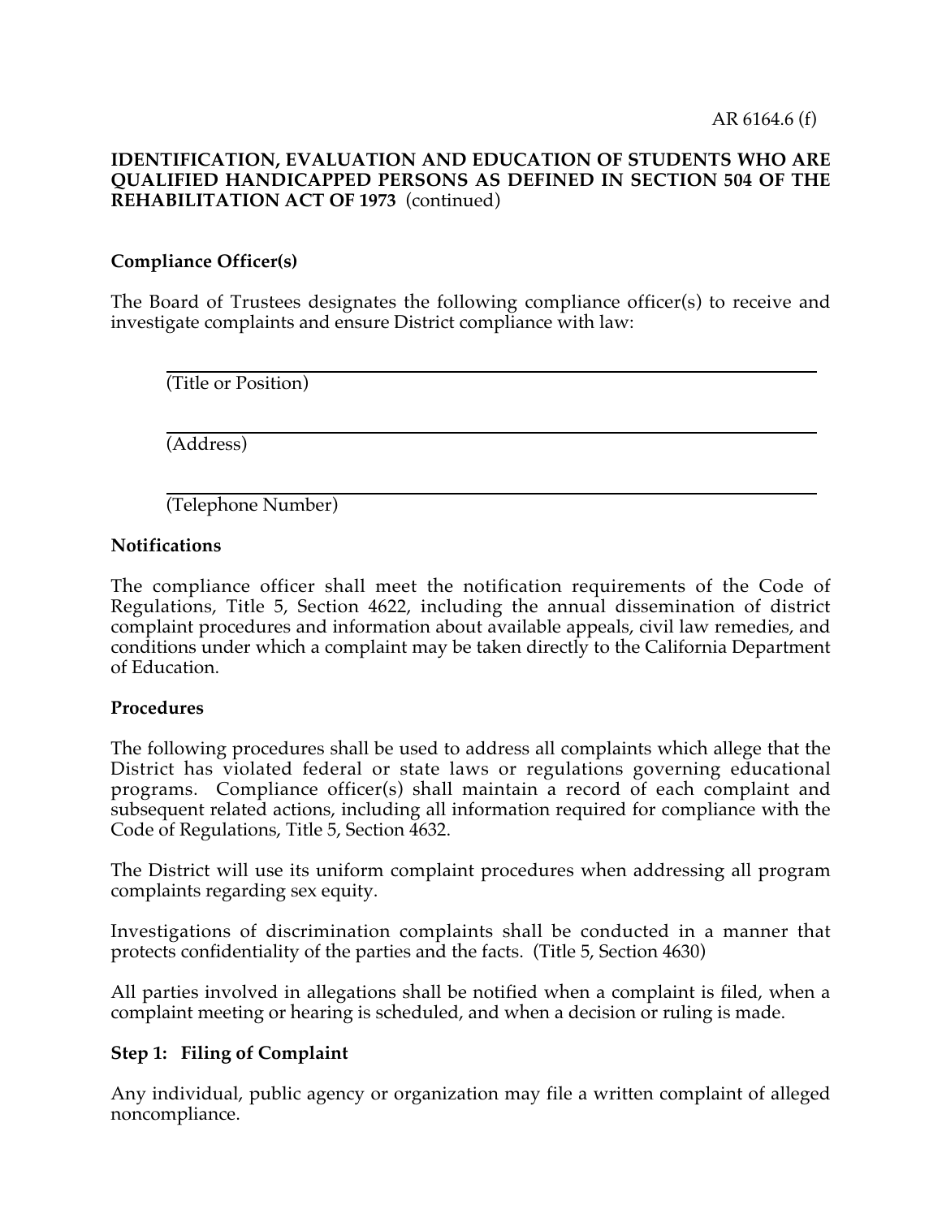**IDENTIFICATION, EVALUATION AND EDUCATION OF STUDENTS WHO ARE QUALIFIED HANDICAPPED PERSONS AS DEFINED IN SECTION 504 OF THE REHABILITATION ACT OF 1973** (continued)

**Compliance Officer(s)**

The Board of Trustees designates the following compliance officer(s) to receive and investigate complaints and ensure District compliance with law:

______________________________
(Title or Position)

______________________________
(Address)

______________________________
(Telephone Number)

**Notifications**

The compliance officer shall meet the notification requirements of the Code of Regulations, Title 5, Section 4622, including the annual dissemination of district complaint procedures and information about available appeals, civil law remedies, and conditions under which a complaint may be taken directly to the California Department of Education.

**Procedures**

The following procedures shall be used to address all complaints which allege that the District has violated federal or state laws or regulations governing educational programs. Compliance officer(s) shall maintain a record of each complaint and subsequent related actions, including all information required for compliance with the Code of Regulations, Title 5, Section 4632.

The District will use its uniform complaint procedures when addressing all program complaints regarding sex equity.

Investigations of discrimination complaints shall be conducted in a manner that protects confidentiality of the parties and the facts. (Title 5, Section 4630)

All parties involved in allegations shall be notified when a complaint is filed, when a complaint meeting or hearing is scheduled, and when a decision or ruling is made.

**Step 1: Filing of Complaint**

Any individual, public agency or organization may file a written complaint of alleged noncompliance.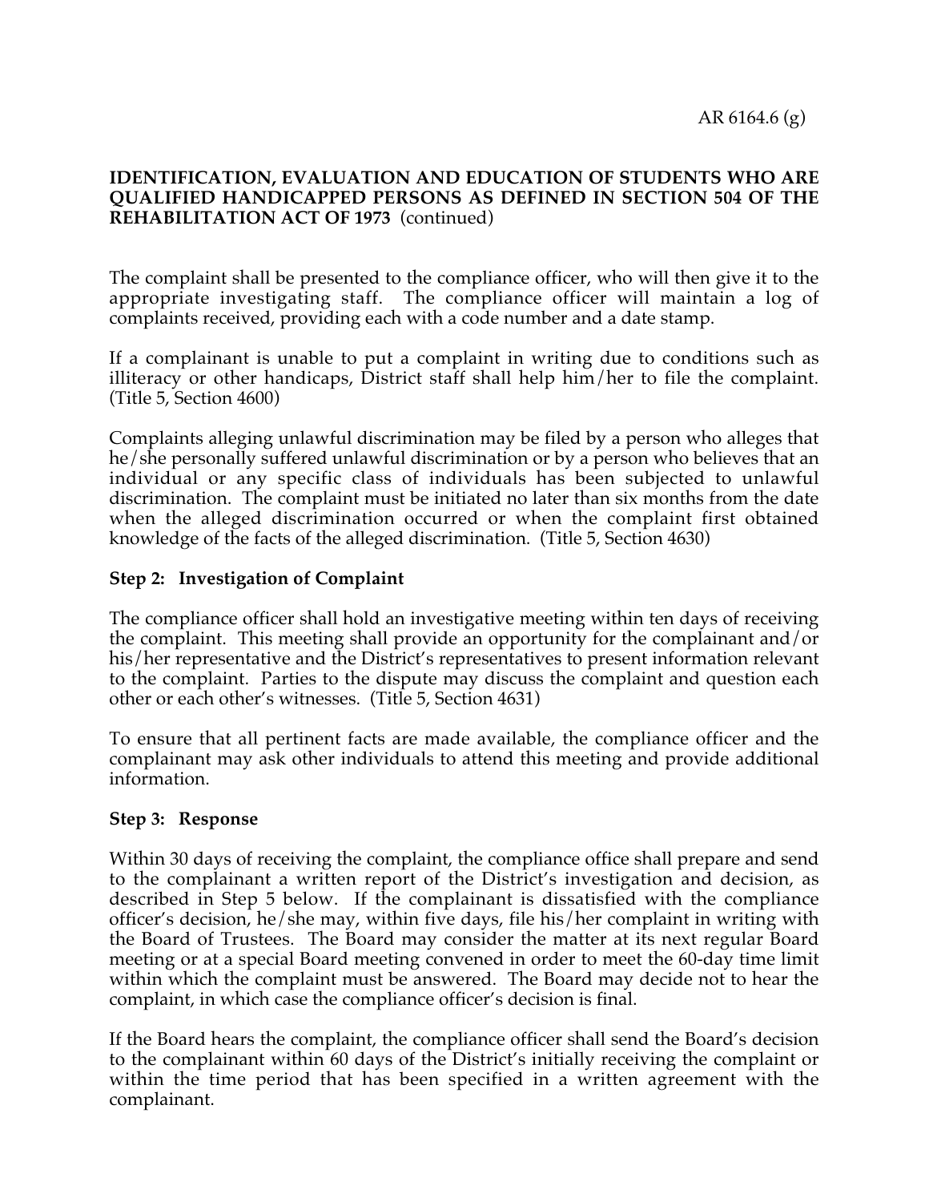**IDENTIFICATION, EVALUATION AND EDUCATION OF STUDENTS WHO ARE QUALIFIED HANDICAPPED PERSONS AS DEFINED IN SECTION 504 OF THE REHABILITATION ACT OF 1973** (continued)

The complaint shall be presented to the compliance officer, who will then give it to the appropriate investigating staff. The compliance officer will maintain a log of complaints received, providing each with a code number and a date stamp.

If a complainant is unable to put a complaint in writing due to conditions such as illiteracy or other handicaps, District staff shall help him/her to file the complaint. (Title 5, Section 4600)

Complaints alleging unlawful discrimination may be filed by a person who alleges that he/she personally suffered unlawful discrimination or by a person who believes that an individual or any specific class of individuals has been subjected to unlawful discrimination. The complaint must be initiated no later than six months from the date when the alleged discrimination occurred or when the complaint first obtained knowledge of the facts of the alleged discrimination. (Title 5, Section 4630)

**Step 2: Investigation of Complaint**

The compliance officer shall hold an investigative meeting within ten days of receiving the complaint. This meeting shall provide an opportunity for the complainant and/or his/her representative and the District's representatives to present information relevant to the complaint. Parties to the dispute may discuss the complaint and question each other or each other's witnesses. (Title 5, Section 4631)

To ensure that all pertinent facts are made available, the compliance officer and the complainant may ask other individuals to attend this meeting and provide additional information.

**Step 3: Response**

Within 30 days of receiving the complaint, the compliance office shall prepare and send to the complainant a written report of the District's investigation and decision, as described in Step 5 below. If the complainant is dissatisfied with the compliance officer's decision, he/she may, within five days, file his/her complaint in writing with the Board of Trustees. The Board may consider the matter at its next regular Board meeting or at a special Board meeting convened in order to meet the 60-day time limit within which the complaint must be answered. The Board may decide not to hear the complaint, in which case the compliance officer's decision is final.

If the Board hears the complaint, the compliance officer shall send the Board's decision to the complainant within 60 days of the District's initially receiving the complaint or within the time period that has been specified in a written agreement with the complainant.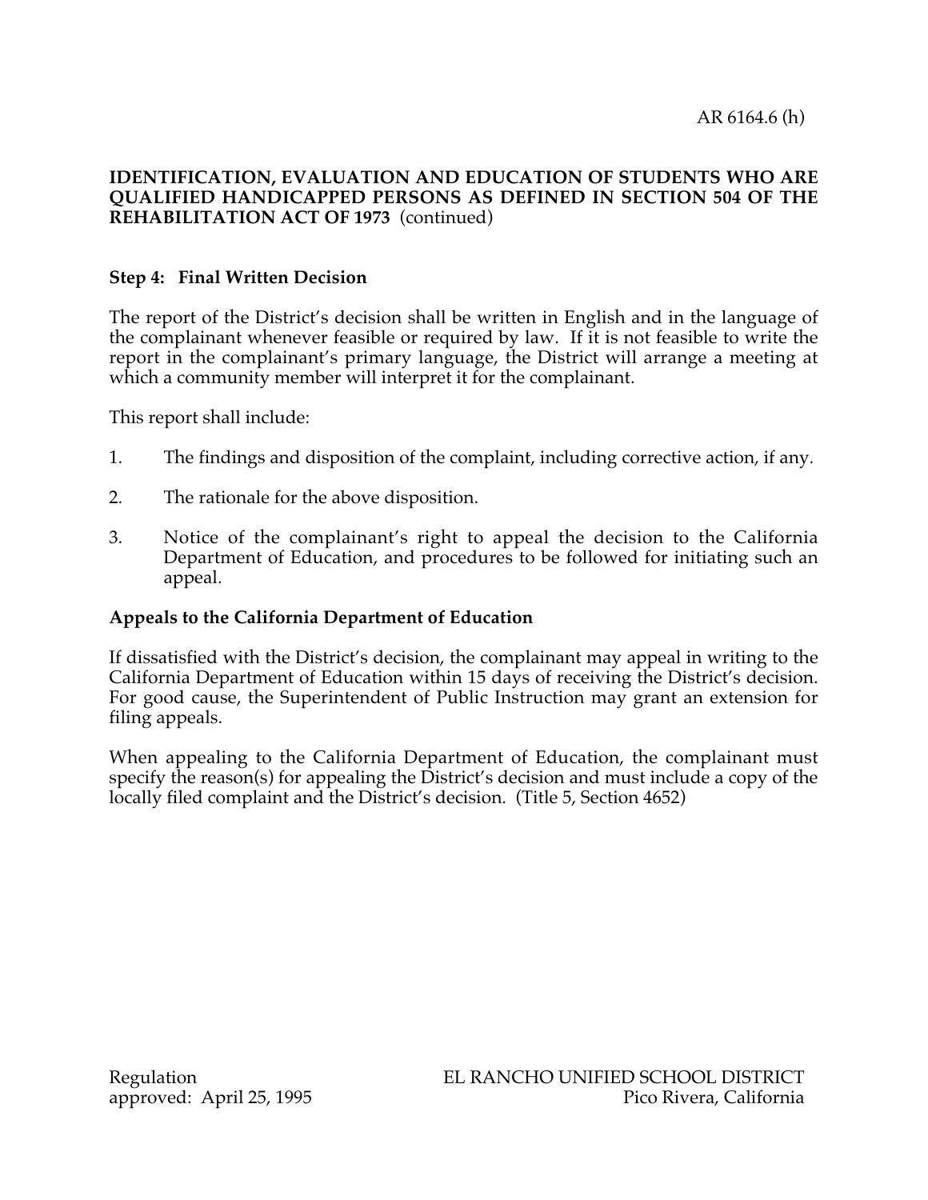**IDENTIFICATION, EVALUATION AND EDUCATION OF STUDENTS WHO ARE QUALIFIED HANDICAPPED PERSONS AS DEFINED IN SECTION 504 OF THE REHABILITATION ACT OF 1973** (continued)

**Step 4: Final Written Decision**

The report of the District's decision shall be written in English and in the language of the complainant whenever feasible or required by law. If it is not feasible to write the report in the complainant's primary language, the District will arrange a meeting at which a community member will interpret it for the complainant.

This report shall include:

1. The findings and disposition of the complaint, including corrective action, if any.
2. The rationale for the above disposition.
3. Notice of the complainant's right to appeal the decision to the California Department of Education, and procedures to be followed for initiating such an appeal.

**Appeals to the California Department of Education**

If dissatisfied with the District's decision, the complainant may appeal in writing to the California Department of Education within 15 days of receiving the District's decision. For good cause, the Superintendent of Public Instruction may grant an extension for filing appeals.

When appealing to the California Department of Education, the complainant must specify the reason(s) for appealing the District's decision and must include a copy of the locally filed complaint and the District's decision. (Title 5, Section 4652)

Regulation approved: April 25, 1995

EL RANCHO UNIFIED SCHOOL DISTRICT
Pico Rivera, California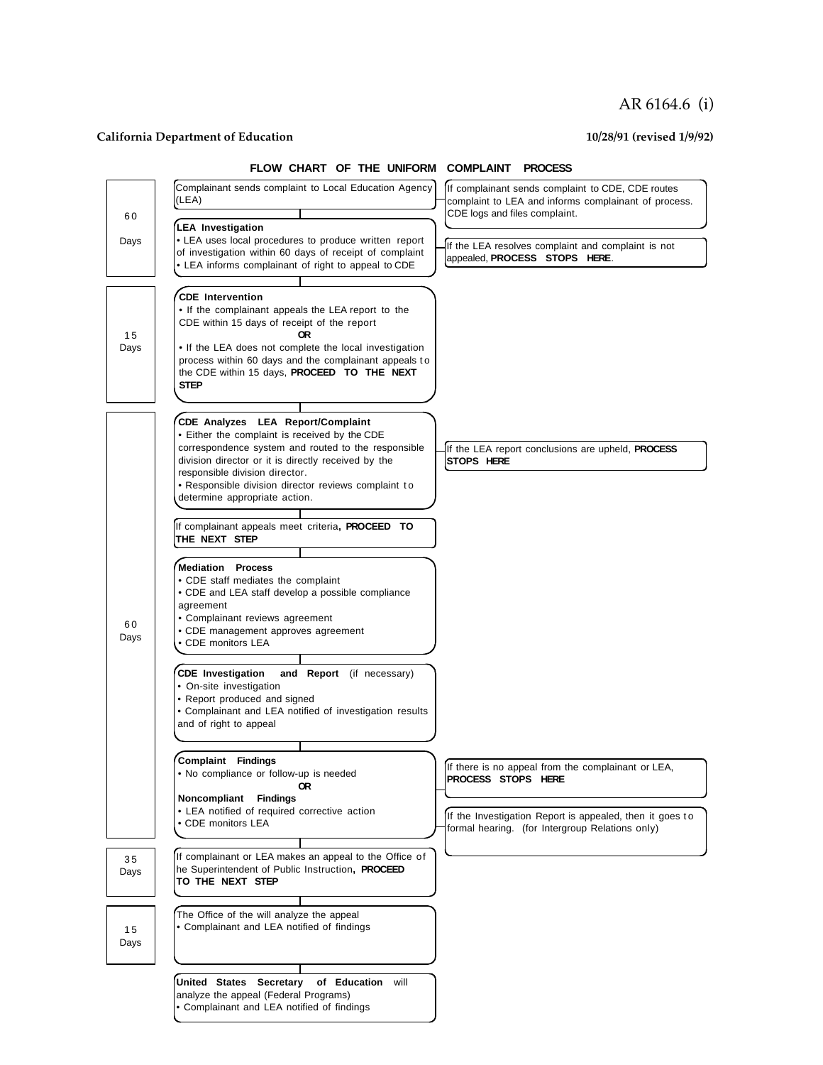AR 6164.6 (i)

**California Department of Education** **10/28/91 (revised 1/9/92)**

## FLOW CHART OF THE UNIFORM COMPLAINT PROCESS

**60 Days**

Complainant sends complaint to Local Education Agency (LEA)

If complainant sends complaint to CDE, CDE routes complaint to LEA and informs complainant of process. CDE logs and files complaint.

**LEA Investigation**
- LEA uses local procedures to produce written report of investigation within 60 days of receipt of complaint
- LEA informs complainant of right to appeal to CDE

If the LEA resolves complaint and complaint is not appealed, **PROCESS STOPS HERE**.

**15 Days**

**CDE Intervention**
- If the complainant appeals the LEA report to the CDE within 15 days of receipt of the report

**OR**

- If the LEA does not complete the local investigation process within 60 days and the complainant appeals to the CDE within 15 days, **PROCEED TO THE NEXT STEP**

**60 Days**

**CDE Analyzes LEA Report/Complaint**
- Either the complaint is received by the CDE correspondence system and routed to the responsible division director or it is directly received by the responsible division director.
- Responsible division director reviews complaint to determine appropriate action.

If the LEA report conclusions are upheld, **PROCESS STOPS HERE**

If complainant appeals meet criteria**, PROCEED TO THE NEXT STEP**

**Mediation Process**
- CDE staff mediates the complaint
- CDE and LEA staff develop a possible compliance agreement
- Complainant reviews agreement
- CDE management approves agreement
- CDE monitors LEA

**CDE Investigation and Report** (if necessary)
- On-site investigation
- Report produced and signed
- Complainant and LEA notified of investigation results and of right to appeal

**Complaint Findings**
- No compliance or follow-up is needed

**OR**

**Noncompliant Findings**
- LEA notified of required corrective action
- CDE monitors LEA

If there is no appeal from the complainant or LEA, **PROCESS STOPS HERE**

If the Investigation Report is appealed, then it goes to formal hearing. (for Intergroup Relations only)

**35 Days**

If complainant or LEA makes an appeal to the Office of he Superintendent of Public Instruction**, PROCEED TO THE NEXT STEP**

**15 Days**

The Office of the will analyze the appeal
- Complainant and LEA notified of findings

**United States Secretary of Education** will analyze the appeal (Federal Programs)
- Complainant and LEA notified of findings